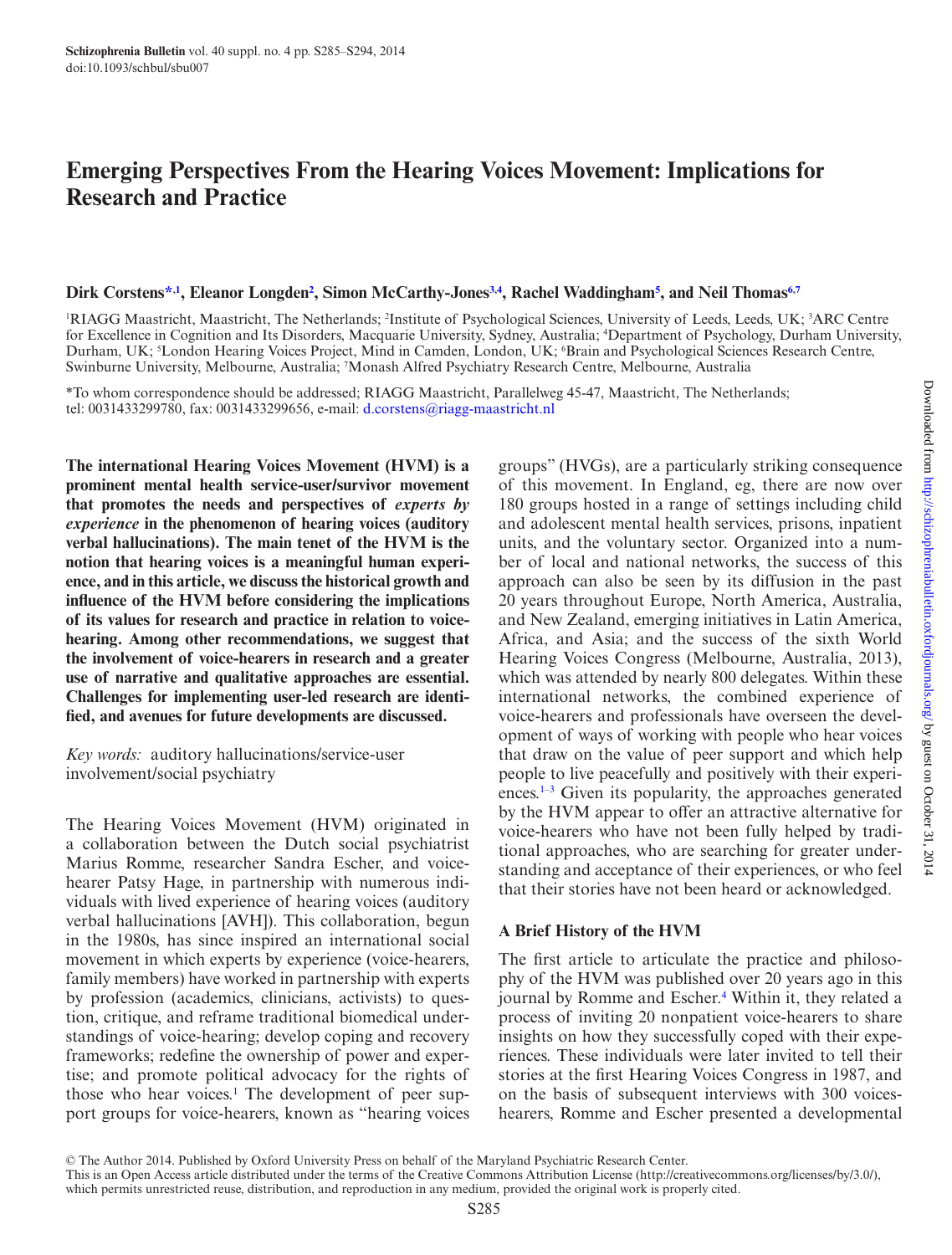# Emerging Perspectives From the Hearing Voices Movement: Implications for Research and Practice

**Dirk Corstens*[,1], Eleanor Longden[2], Simon McCarthy-Jones[3,4], Rachel Waddingham[5], and Neil Thomas[6,7]**

[1]RIAGG Maastricht, Maastricht, The Netherlands; [2]Institute of Psychological Sciences, University of Leeds, Leeds, UK; [3]ARC Centre for Excellence in Cognition and Its Disorders, Macquarie University, Sydney, Australia; [4]Department of Psychology, Durham University, Durham, UK; [5]London Hearing Voices Project, Mind in Camden, London, UK; [6]Brain and Psychological Sciences Research Centre, Swinburne University, Melbourne, Australia; [7]Monash Alfred Psychiatry Research Centre, Melbourne, Australia

*To whom correspondence should be addressed; RIAGG Maastricht, Parallelweg 45-47, Maastricht, The Netherlands; tel: 0031433299780, fax: 0031433299656, e-mail: d.corstens@riagg-maastricht.nl

**The international Hearing Voices Movement (HVM) is a prominent mental health service-user/survivor movement that promotes the needs and perspectives of *experts by experience* in the phenomenon of hearing voices (auditory verbal hallucinations). The main tenet of the HVM is the notion that hearing voices is a meaningful human experience, and in this article, we discuss the historical growth and influence of the HVM before considering the implications of its values for research and practice in relation to voice-hearing. Among other recommendations, we suggest that the involvement of voice-hearers in research and a greater use of narrative and qualitative approaches are essential. Challenges for implementing user-led research are identified, and avenues for future developments are discussed.**

*Key words:* auditory hallucinations/service-user involvement/social psychiatry

The Hearing Voices Movement (HVM) originated in a collaboration between the Dutch social psychiatrist Marius Romme, researcher Sandra Escher, and voice-hearer Patsy Hage, in partnership with numerous individuals with lived experience of hearing voices (auditory verbal hallucinations [AVH]). This collaboration, begun in the 1980s, has since inspired an international social movement in which experts by experience (voice-hearers, family members) have worked in partnership with experts by profession (academics, clinicians, activists) to question, critique, and reframe traditional biomedical understandings of voice-hearing; develop coping and recovery frameworks; redefine the ownership of power and expertise; and promote political advocacy for the rights of those who hear voices.[1] The development of peer support groups for voice-hearers, known as "hearing voices groups" (HVGs), are a particularly striking consequence of this movement. In England, eg, there are now over 180 groups hosted in a range of settings including child and adolescent mental health services, prisons, inpatient units, and the voluntary sector. Organized into a number of local and national networks, the success of this approach can also be seen by its diffusion in the past 20 years throughout Europe, North America, Australia, and New Zealand, emerging initiatives in Latin America, Africa, and Asia; and the success of the sixth World Hearing Voices Congress (Melbourne, Australia, 2013), which was attended by nearly 800 delegates. Within these international networks, the combined experience of voice-hearers and professionals have overseen the development of ways of working with people who hear voices that draw on the value of peer support and which help people to live peacefully and positively with their experiences.[1–3] Given its popularity, the approaches generated by the HVM appear to offer an attractive alternative for voice-hearers who have not been fully helped by traditional approaches, who are searching for greater understanding and acceptance of their experiences, or who feel that their stories have not been heard or acknowledged.

## A Brief History of the HVM

The first article to articulate the practice and philosophy of the HVM was published over 20 years ago in this journal by Romme and Escher.[4] Within it, they related a process of inviting 20 nonpatient voice-hearers to share insights on how they successfully coped with their experiences. These individuals were later invited to tell their stories at the first Hearing Voices Congress in 1987, and on the basis of subsequent interviews with 300 voices-hearers, Romme and Escher presented a developmental

© The Author 2014. Published by Oxford University Press on behalf of the Maryland Psychiatric Research Center.
This is an Open Access article distributed under the terms of the Creative Commons Attribution License (http://creativecommons.org/licenses/by/3.0/), which permits unrestricted reuse, distribution, and reproduction in any medium, provided the original work is properly cited.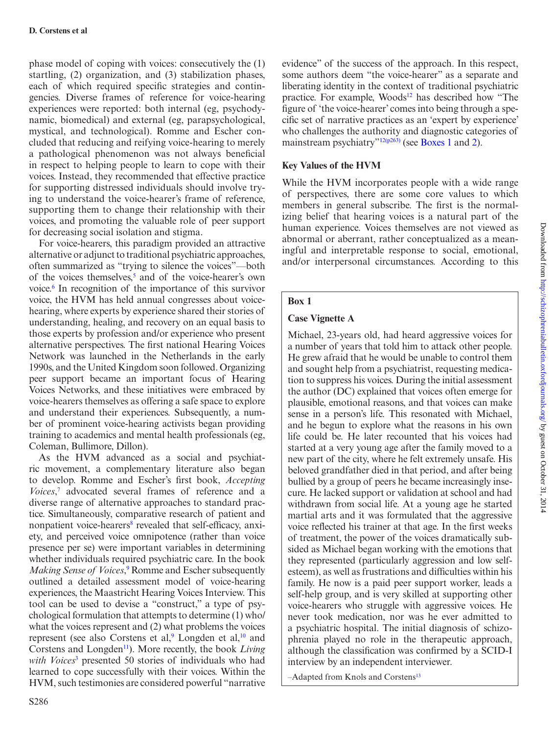phase model of coping with voices: consecutively the (1) startling, (2) organization, and (3) stabilization phases, each of which required specific strategies and contingencies. Diverse frames of reference for voice-hearing experiences were reported: both internal (eg, psychodynamic, biomedical) and external (eg, parapsychological, mystical, and technological). Romme and Escher concluded that reducing and reifying voice-hearing to merely a pathological phenomenon was not always beneficial in respect to helping people to learn to cope with their voices. Instead, they recommended that effective practice for supporting distressed individuals should involve trying to understand the voice-hearer's frame of reference, supporting them to change their relationship with their voices, and promoting the valuable role of peer support for decreasing social isolation and stigma.

For voice-hearers, this paradigm provided an attractive alternative or adjunct to traditional psychiatric approaches, often summarized as "trying to silence the voices"—both of the voices themselves,[5] and of the voice-hearer's own voice.[6] In recognition of the importance of this survivor voice, the HVM has held annual congresses about voice-hearing, where experts by experience shared their stories of understanding, healing, and recovery on an equal basis to those experts by profession and/or experience who present alternative perspectives. The first national Hearing Voices Network was launched in the Netherlands in the early 1990s, and the United Kingdom soon followed. Organizing peer support became an important focus of Hearing Voices Networks, and these initiatives were embraced by voice-hearers themselves as offering a safe space to explore and understand their experiences. Subsequently, a number of prominent voice-hearing activists began providing training to academics and mental health professionals (eg, Coleman, Bullimore, Dillon).

As the HVM advanced as a social and psychiatric movement, a complementary literature also began to develop. Romme and Escher's first book, *Accepting Voices*,[7] advocated several frames of reference and a diverse range of alternative approaches to standard practice. Simultaneously, comparative research of patient and nonpatient voice-hearers[8] revealed that self-efficacy, anxiety, and perceived voice omnipotence (rather than voice presence per se) were important variables in determining whether individuals required psychiatric care. In the book *Making Sense of Voices*,[9] Romme and Escher subsequently outlined a detailed assessment model of voice-hearing experiences, the Maastricht Hearing Voices Interview. This tool can be used to devise a "construct," a type of psychological formulation that attempts to determine (1) who/what the voices represent and (2) what problems the voices represent (see also Corstens et al,[9] Longden et al,[10] and Corstens and Longden[11]). More recently, the book *Living with Voices*[3] presented 50 stories of individuals who had learned to cope successfully with their voices. Within the HVM, such testimonies are considered powerful "narrative evidence" of the success of the approach. In this respect, some authors deem "the voice-hearer" as a separate and liberating identity in the context of traditional psychiatric practice. For example, Woods[12] has described how "The figure of 'the voice-hearer' comes into being through a specific set of narrative practices as an 'expert by experience' who challenges the authority and diagnostic categories of mainstream psychiatry"[12(p263)] (see Boxes 1 and 2).

## Key Values of the HVM

While the HVM incorporates people with a wide range of perspectives, there are some core values to which members in general subscribe. The first is the normalizing belief that hearing voices is a natural part of the human experience. Voices themselves are not viewed as abnormal or aberrant, rather conceptualized as a meaningful and interpretable response to social, emotional, and/or interpersonal circumstances. According to this

> **Box 1**
>
> **Case Vignette A**
>
> Michael, 23-years old, had heard aggressive voices for a number of years that told him to attack other people. He grew afraid that he would be unable to control them and sought help from a psychiatrist, requesting medication to suppress his voices. During the initial assessment the author (DC) explained that voices often emerge for plausible, emotional reasons, and that voices can make sense in a person's life. This resonated with Michael, and he begun to explore what the reasons in his own life could be. He later recounted that his voices had started at a very young age after the family moved to a new part of the city, where he felt extremely unsafe. His beloved grandfather died in that period, and after being bullied by a group of peers he became increasingly insecure. He lacked support or validation at school and had withdrawn from social life. At a young age he started martial arts and it was formulated that the aggressive voice reflected his trainer at that age. In the first weeks of treatment, the power of the voices dramatically subsided as Michael began working with the emotions that they represented (particularly aggression and low self-esteem), as well as frustrations and difficulties within his family. He now is a paid peer support worker, leads a self-help group, and is very skilled at supporting other voice-hearers who struggle with aggressive voices. He never took medication, nor was he ever admitted to a psychiatric hospital. The initial diagnosis of schizophrenia played no role in the therapeutic approach, although the classification was confirmed by a SCID-I interview by an independent interviewer.
>
> –Adapted from Knols and Corstens[13]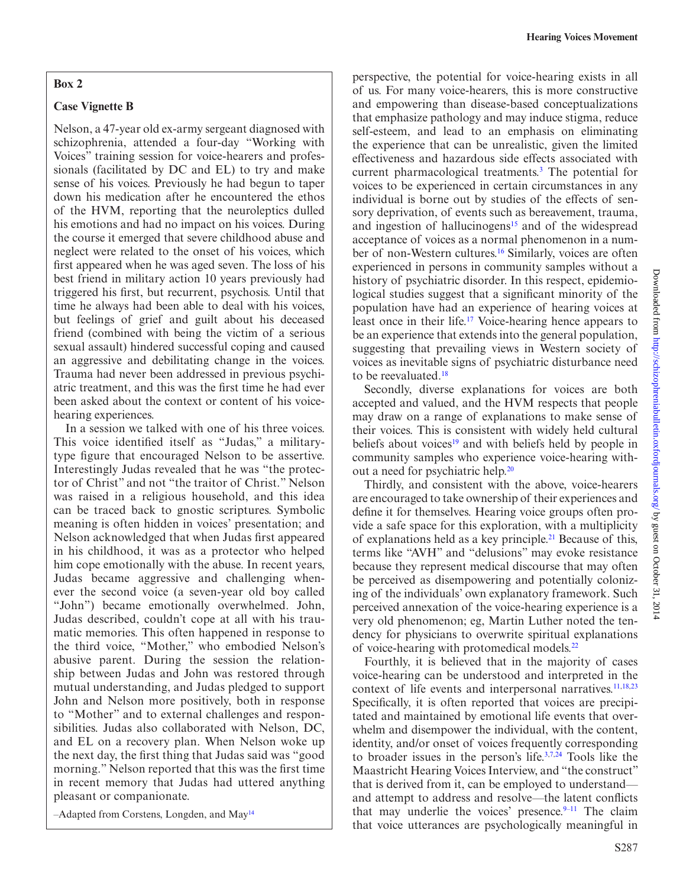### Box 2

**Case Vignette B**

Nelson, a 47-year old ex-army sergeant diagnosed with schizophrenia, attended a four-day "Working with Voices" training session for voice-hearers and professionals (facilitated by DC and EL) to try and make sense of his voices. Previously he had begun to taper down his medication after he encountered the ethos of the HVM, reporting that the neuroleptics dulled his emotions and had no impact on his voices. During the course it emerged that severe childhood abuse and neglect were related to the onset of his voices, which first appeared when he was aged seven. The loss of his best friend in military action 10 years previously had triggered his first, but recurrent, psychosis. Until that time he always had been able to deal with his voices, but feelings of grief and guilt about his deceased friend (combined with being the victim of a serious sexual assault) hindered successful coping and caused an aggressive and debilitating change in the voices. Trauma had never been addressed in previous psychiatric treatment, and this was the first time he had ever been asked about the context or content of his voice-hearing experiences.

In a session we talked with one of his three voices. This voice identified itself as "Judas," a military-type figure that encouraged Nelson to be assertive. Interestingly Judas revealed that he was "the protector of Christ" and not "the traitor of Christ." Nelson was raised in a religious household, and this idea can be traced back to gnostic scriptures. Symbolic meaning is often hidden in voices' presentation; and Nelson acknowledged that when Judas first appeared in his childhood, it was as a protector who helped him cope emotionally with the abuse. In recent years, Judas became aggressive and challenging whenever the second voice (a seven-year old boy called "John") became emotionally overwhelmed. John, Judas described, couldn't cope at all with his traumatic memories. This often happened in response to the third voice, "Mother," who embodied Nelson's abusive parent. During the session the relationship between Judas and John was restored through mutual understanding, and Judas pledged to support John and Nelson more positively, both in response to "Mother" and to external challenges and responsibilities. Judas also collaborated with Nelson, DC, and EL on a recovery plan. When Nelson woke up the next day, the first thing that Judas said was "good morning." Nelson reported that this was the first time in recent memory that Judas had uttered anything pleasant or companionate.

–Adapted from Corstens, Longden, and May[14]

perspective, the potential for voice-hearing exists in all of us. For many voice-hearers, this is more constructive and empowering than disease-based conceptualizations that emphasize pathology and may induce stigma, reduce self-esteem, and lead to an emphasis on eliminating the experience that can be unrealistic, given the limited effectiveness and hazardous side effects associated with current pharmacological treatments.[3] The potential for voices to be experienced in certain circumstances in any individual is borne out by studies of the effects of sensory deprivation, of events such as bereavement, trauma, and ingestion of hallucinogens[15] and of the widespread acceptance of voices as a normal phenomenon in a number of non-Western cultures.[16] Similarly, voices are often experienced in persons in community samples without a history of psychiatric disorder. In this respect, epidemiological studies suggest that a significant minority of the population have had an experience of hearing voices at least once in their life.[17] Voice-hearing hence appears to be an experience that extends into the general population, suggesting that prevailing views in Western society of voices as inevitable signs of psychiatric disturbance need to be reevaluated.[18]

Secondly, diverse explanations for voices are both accepted and valued, and the HVM respects that people may draw on a range of explanations to make sense of their voices. This is consistent with widely held cultural beliefs about voices[19] and with beliefs held by people in community samples who experience voice-hearing without a need for psychiatric help.[20]

Thirdly, and consistent with the above, voice-hearers are encouraged to take ownership of their experiences and define it for themselves. Hearing voice groups often provide a safe space for this exploration, with a multiplicity of explanations held as a key principle.[21] Because of this, terms like "AVH" and "delusions" may evoke resistance because they represent medical discourse that may often be perceived as disempowering and potentially colonizing of the individuals' own explanatory framework. Such perceived annexation of the voice-hearing experience is a very old phenomenon; eg, Martin Luther noted the tendency for physicians to overwrite spiritual explanations of voice-hearing with protomedical models.[22]

Fourthly, it is believed that in the majority of cases voice-hearing can be understood and interpreted in the context of life events and interpersonal narratives.[11,18,23] Specifically, it is often reported that voices are precipitated and maintained by emotional life events that overwhelm and disempower the individual, with the content, identity, and/or onset of voices frequently corresponding to broader issues in the person's life.[3,7,24] Tools like the Maastricht Hearing Voices Interview, and "the construct" that is derived from it, can be employed to understand—and attempt to address and resolve—the latent conflicts that may underlie the voices' presence.[9–11] The claim that voice utterances are psychologically meaningful in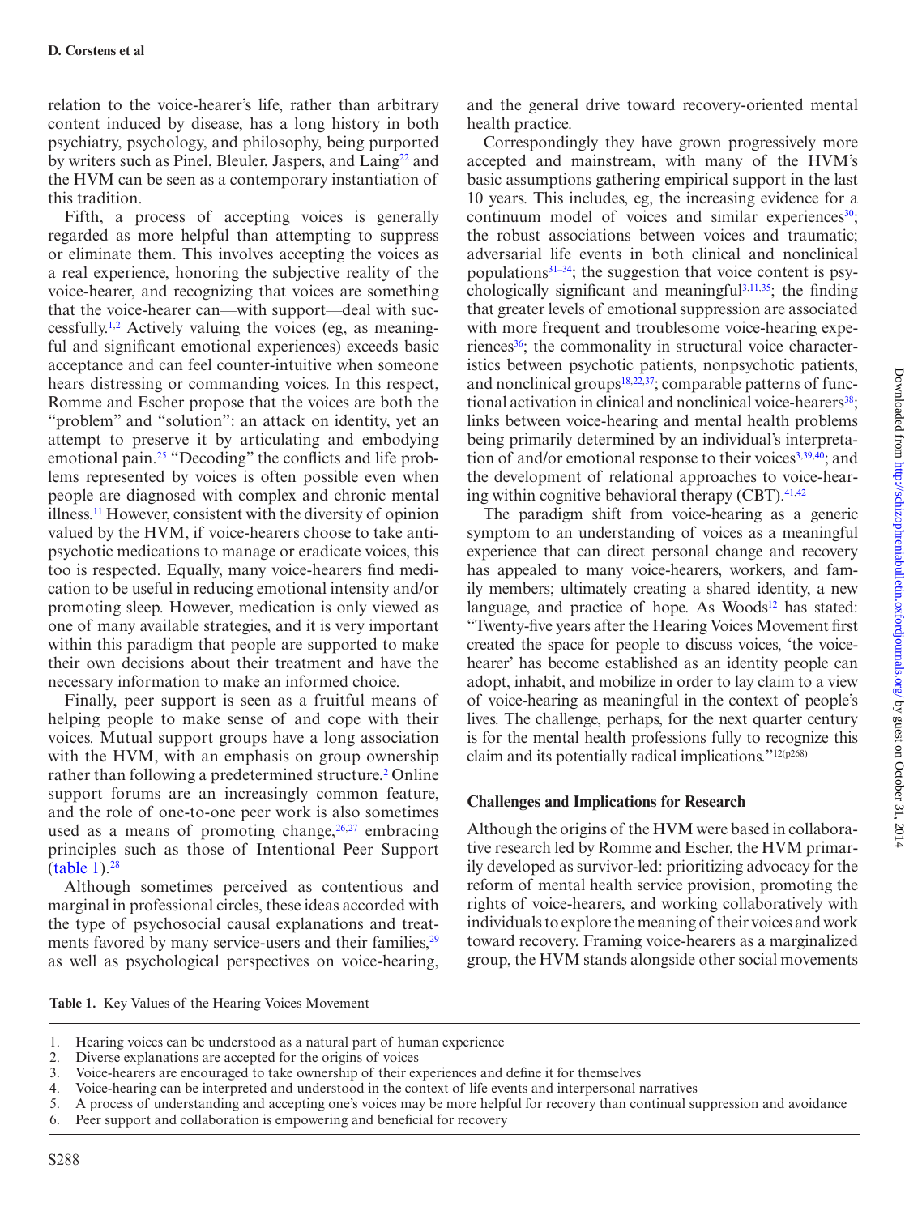relation to the voice-hearer's life, rather than arbitrary content induced by disease, has a long history in both psychiatry, psychology, and philosophy, being purported by writers such as Pinel, Bleuler, Jaspers, and Laing[22] and the HVM can be seen as a contemporary instantiation of this tradition.

Fifth, a process of accepting voices is generally regarded as more helpful than attempting to suppress or eliminate them. This involves accepting the voices as a real experience, honoring the subjective reality of the voice-hearer, and recognizing that voices are something that the voice-hearer can—with support—deal with successfully.[1,2] Actively valuing the voices (eg, as meaningful and significant emotional experiences) exceeds basic acceptance and can feel counter-intuitive when someone hears distressing or commanding voices. In this respect, Romme and Escher propose that the voices are both the "problem" and "solution": an attack on identity, yet an attempt to preserve it by articulating and embodying emotional pain.[25] "Decoding" the conflicts and life problems represented by voices is often possible even when people are diagnosed with complex and chronic mental illness.[11] However, consistent with the diversity of opinion valued by the HVM, if voice-hearers choose to take antipsychotic medications to manage or eradicate voices, this too is respected. Equally, many voice-hearers find medication to be useful in reducing emotional intensity and/or promoting sleep. However, medication is only viewed as one of many available strategies, and it is very important within this paradigm that people are supported to make their own decisions about their treatment and have the necessary information to make an informed choice.

Finally, peer support is seen as a fruitful means of helping people to make sense of and cope with their voices. Mutual support groups have a long association with the HVM, with an emphasis on group ownership rather than following a predetermined structure.[2] Online support forums are an increasingly common feature, and the role of one-to-one peer work is also sometimes used as a means of promoting change,[26,27] embracing principles such as those of Intentional Peer Support (table 1).[28]

Although sometimes perceived as contentious and marginal in professional circles, these ideas accorded with the type of psychosocial causal explanations and treatments favored by many service-users and their families,[29] as well as psychological perspectives on voice-hearing, and the general drive toward recovery-oriented mental health practice.

Correspondingly they have grown progressively more accepted and mainstream, with many of the HVM's basic assumptions gathering empirical support in the last 10 years. This includes, eg, the increasing evidence for a continuum model of voices and similar experiences[30]; the robust associations between voices and traumatic; adversarial life events in both clinical and nonclinical populations[31–34]; the suggestion that voice content is psychologically significant and meaningful[3,11,35]; the finding that greater levels of emotional suppression are associated with more frequent and troublesome voice-hearing experiences[36]; the commonality in structural voice characteristics between psychotic patients, nonpsychotic patients, and nonclinical groups[18,22,37]; comparable patterns of functional activation in clinical and nonclinical voice-hearers[38]; links between voice-hearing and mental health problems being primarily determined by an individual's interpretation of and/or emotional response to their voices[3,39,40]; and the development of relational approaches to voice-hearing within cognitive behavioral therapy (CBT).[41,42]

The paradigm shift from voice-hearing as a generic symptom to an understanding of voices as a meaningful experience that can direct personal change and recovery has appealed to many voice-hearers, workers, and family members; ultimately creating a shared identity, a new language, and practice of hope. As Woods[12] has stated: "Twenty-five years after the Hearing Voices Movement first created the space for people to discuss voices, 'the voice-hearer' has become established as an identity people can adopt, inhabit, and mobilize in order to lay claim to a view of voice-hearing as meaningful in the context of people's lives. The challenge, perhaps, for the next quarter century is for the mental health professions fully to recognize this claim and its potentially radical implications."[12(p268)]

## Challenges and Implications for Research

Although the origins of the HVM were based in collaborative research led by Romme and Escher, the HVM primarily developed as survivor-led: prioritizing advocacy for the reform of mental health service provision, promoting the rights of voice-hearers, and working collaboratively with individuals to explore the meaning of their voices and work toward recovery. Framing voice-hearers as a marginalized group, the HVM stands alongside other social movements

**Table 1.** Key Values of the Hearing Voices Movement

1. Hearing voices can be understood as a natural part of human experience
2. Diverse explanations are accepted for the origins of voices
3. Voice-hearers are encouraged to take ownership of their experiences and define it for themselves
4. Voice-hearing can be interpreted and understood in the context of life events and interpersonal narratives
5. A process of understanding and accepting one's voices may be more helpful for recovery than continual suppression and avoidance
6. Peer support and collaboration is empowering and beneficial for recovery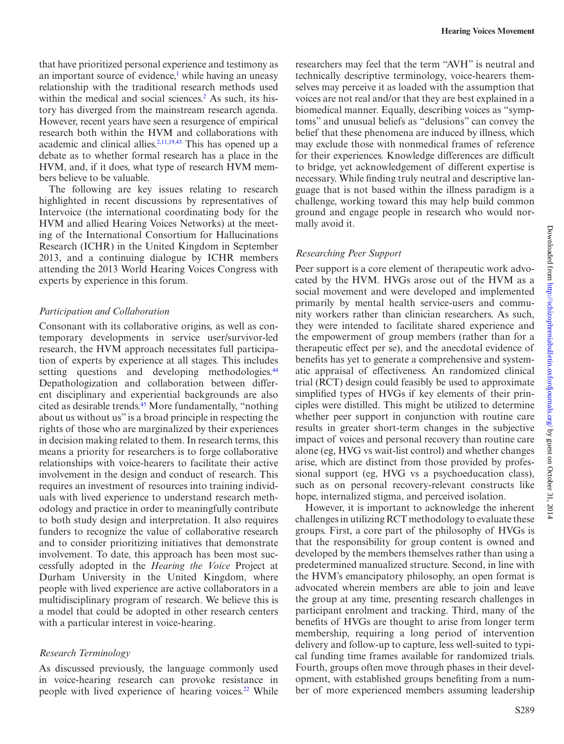that have prioritized personal experience and testimony as an important source of evidence,[1] while having an uneasy relationship with the traditional research methods used within the medical and social sciences.[2] As such, its history has diverged from the mainstream research agenda. However, recent years have seen a resurgence of empirical research both within the HVM and collaborations with academic and clinical allies.[2,11,19,43] This has opened up a debate as to whether formal research has a place in the HVM, and, if it does, what type of research HVM members believe to be valuable.

The following are key issues relating to research highlighted in recent discussions by representatives of Intervoice (the international coordinating body for the HVM and allied Hearing Voices Networks) at the meeting of the International Consortium for Hallucinations Research (ICHR) in the United Kingdom in September 2013, and a continuing dialogue by ICHR members attending the 2013 World Hearing Voices Congress with experts by experience in this forum.

### *Participation and Collaboration*

Consonant with its collaborative origins, as well as contemporary developments in service user/survivor-led research, the HVM approach necessitates full participation of experts by experience at all stages. This includes setting questions and developing methodologies.[44] Depathologization and collaboration between different disciplinary and experiential backgrounds are also cited as desirable trends.[45] More fundamentally, "nothing about us without us" is a broad principle in respecting the rights of those who are marginalized by their experiences in decision making related to them. In research terms, this means a priority for researchers is to forge collaborative relationships with voice-hearers to facilitate their active involvement in the design and conduct of research. This requires an investment of resources into training individuals with lived experience to understand research methodology and practice in order to meaningfully contribute to both study design and interpretation. It also requires funders to recognize the value of collaborative research and to consider prioritizing initiatives that demonstrate involvement. To date, this approach has been most successfully adopted in the *Hearing the Voice* Project at Durham University in the United Kingdom, where people with lived experience are active collaborators in a multidisciplinary program of research. We believe this is a model that could be adopted in other research centers with a particular interest in voice-hearing.

### *Research Terminology*

As discussed previously, the language commonly used in voice-hearing research can provoke resistance in people with lived experience of hearing voices.[22] While researchers may feel that the term "AVH" is neutral and technically descriptive terminology, voice-hearers themselves may perceive it as loaded with the assumption that voices are not real and/or that they are best explained in a biomedical manner. Equally, describing voices as "symptoms" and unusual beliefs as "delusions" can convey the belief that these phenomena are induced by illness, which may exclude those with nonmedical frames of reference for their experiences. Knowledge differences are difficult to bridge, yet acknowledgement of different expertise is necessary. While finding truly neutral and descriptive language that is not based within the illness paradigm is a challenge, working toward this may help build common ground and engage people in research who would normally avoid it.

### *Researching Peer Support*

Peer support is a core element of therapeutic work advocated by the HVM. HVGs arose out of the HVM as a social movement and were developed and implemented primarily by mental health service-users and community workers rather than clinician researchers. As such, they were intended to facilitate shared experience and the empowerment of group members (rather than for a therapeutic effect per se), and the anecdotal evidence of benefits has yet to generate a comprehensive and systematic appraisal of effectiveness. An randomized clinical trial (RCT) design could feasibly be used to approximate simplified types of HVGs if key elements of their principles were distilled. This might be utilized to determine whether peer support in conjunction with routine care results in greater short-term changes in the subjective impact of voices and personal recovery than routine care alone (eg, HVG vs wait-list control) and whether changes arise, which are distinct from those provided by professional support (eg, HVG vs a psychoeducation class), such as on personal recovery-relevant constructs like hope, internalized stigma, and perceived isolation.

However, it is important to acknowledge the inherent challenges in utilizing RCT methodology to evaluate these groups. First, a core part of the philosophy of HVGs is that the responsibility for group content is owned and developed by the members themselves rather than using a predetermined manualized structure. Second, in line with the HVM's emancipatory philosophy, an open format is advocated wherein members are able to join and leave the group at any time, presenting research challenges in participant enrolment and tracking. Third, many of the benefits of HVGs are thought to arise from longer term membership, requiring a long period of intervention delivery and follow-up to capture, less well-suited to typical funding time frames available for randomized trials. Fourth, groups often move through phases in their development, with established groups benefiting from a number of more experienced members assuming leadership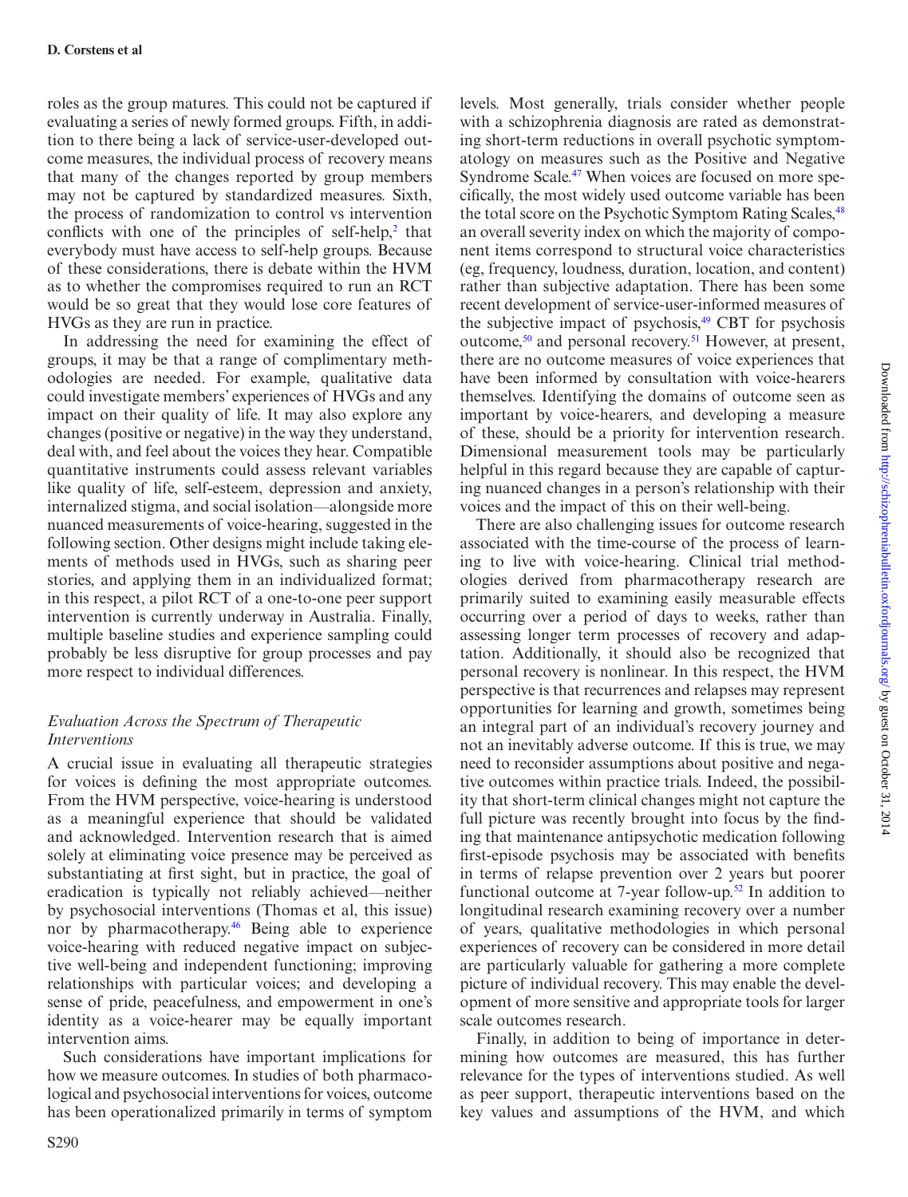roles as the group matures. This could not be captured if evaluating a series of newly formed groups. Fifth, in addition to there being a lack of service-user-developed outcome measures, the individual process of recovery means that many of the changes reported by group members may not be captured by standardized measures. Sixth, the process of randomization to control vs intervention conflicts with one of the principles of self-help,[2] that everybody must have access to self-help groups. Because of these considerations, there is debate within the HVM as to whether the compromises required to run an RCT would be so great that they would lose core features of HVGs as they are run in practice.

In addressing the need for examining the effect of groups, it may be that a range of complimentary methodologies are needed. For example, qualitative data could investigate members' experiences of HVGs and any impact on their quality of life. It may also explore any changes (positive or negative) in the way they understand, deal with, and feel about the voices they hear. Compatible quantitative instruments could assess relevant variables like quality of life, self-esteem, depression and anxiety, internalized stigma, and social isolation—alongside more nuanced measurements of voice-hearing, suggested in the following section. Other designs might include taking elements of methods used in HVGs, such as sharing peer stories, and applying them in an individualized format; in this respect, a pilot RCT of a one-to-one peer support intervention is currently underway in Australia. Finally, multiple baseline studies and experience sampling could probably be less disruptive for group processes and pay more respect to individual differences.

### *Evaluation Across the Spectrum of Therapeutic Interventions*

A crucial issue in evaluating all therapeutic strategies for voices is defining the most appropriate outcomes. From the HVM perspective, voice-hearing is understood as a meaningful experience that should be validated and acknowledged. Intervention research that is aimed solely at eliminating voice presence may be perceived as substantiating at first sight, but in practice, the goal of eradication is typically not reliably achieved—neither by psychosocial interventions (Thomas et al, this issue) nor by pharmacotherapy.[46] Being able to experience voice-hearing with reduced negative impact on subjective well-being and independent functioning; improving relationships with particular voices; and developing a sense of pride, peacefulness, and empowerment in one's identity as a voice-hearer may be equally important intervention aims.

Such considerations have important implications for how we measure outcomes. In studies of both pharmacological and psychosocial interventions for voices, outcome has been operationalized primarily in terms of symptom levels. Most generally, trials consider whether people with a schizophrenia diagnosis are rated as demonstrating short-term reductions in overall psychotic symptomatology on measures such as the Positive and Negative Syndrome Scale.[47] When voices are focused on more specifically, the most widely used outcome variable has been the total score on the Psychotic Symptom Rating Scales,[48] an overall severity index on which the majority of component items correspond to structural voice characteristics (eg, frequency, loudness, duration, location, and content) rather than subjective adaptation. There has been some recent development of service-user-informed measures of the subjective impact of psychosis,[49] CBT for psychosis outcome,[50] and personal recovery.[51] However, at present, there are no outcome measures of voice experiences that have been informed by consultation with voice-hearers themselves. Identifying the domains of outcome seen as important by voice-hearers, and developing a measure of these, should be a priority for intervention research. Dimensional measurement tools may be particularly helpful in this regard because they are capable of capturing nuanced changes in a person's relationship with their voices and the impact of this on their well-being.

There are also challenging issues for outcome research associated with the time-course of the process of learning to live with voice-hearing. Clinical trial methodologies derived from pharmacotherapy research are primarily suited to examining easily measurable effects occurring over a period of days to weeks, rather than assessing longer term processes of recovery and adaptation. Additionally, it should also be recognized that personal recovery is nonlinear. In this respect, the HVM perspective is that recurrences and relapses may represent opportunities for learning and growth, sometimes being an integral part of an individual's recovery journey and not an inevitably adverse outcome. If this is true, we may need to reconsider assumptions about positive and negative outcomes within practice trials. Indeed, the possibility that short-term clinical changes might not capture the full picture was recently brought into focus by the finding that maintenance antipsychotic medication following first-episode psychosis may be associated with benefits in terms of relapse prevention over 2 years but poorer functional outcome at 7-year follow-up.[52] In addition to longitudinal research examining recovery over a number of years, qualitative methodologies in which personal experiences of recovery can be considered in more detail are particularly valuable for gathering a more complete picture of individual recovery. This may enable the development of more sensitive and appropriate tools for larger scale outcomes research.

Finally, in addition to being of importance in determining how outcomes are measured, this has further relevance for the types of interventions studied. As well as peer support, therapeutic interventions based on the key values and assumptions of the HVM, and which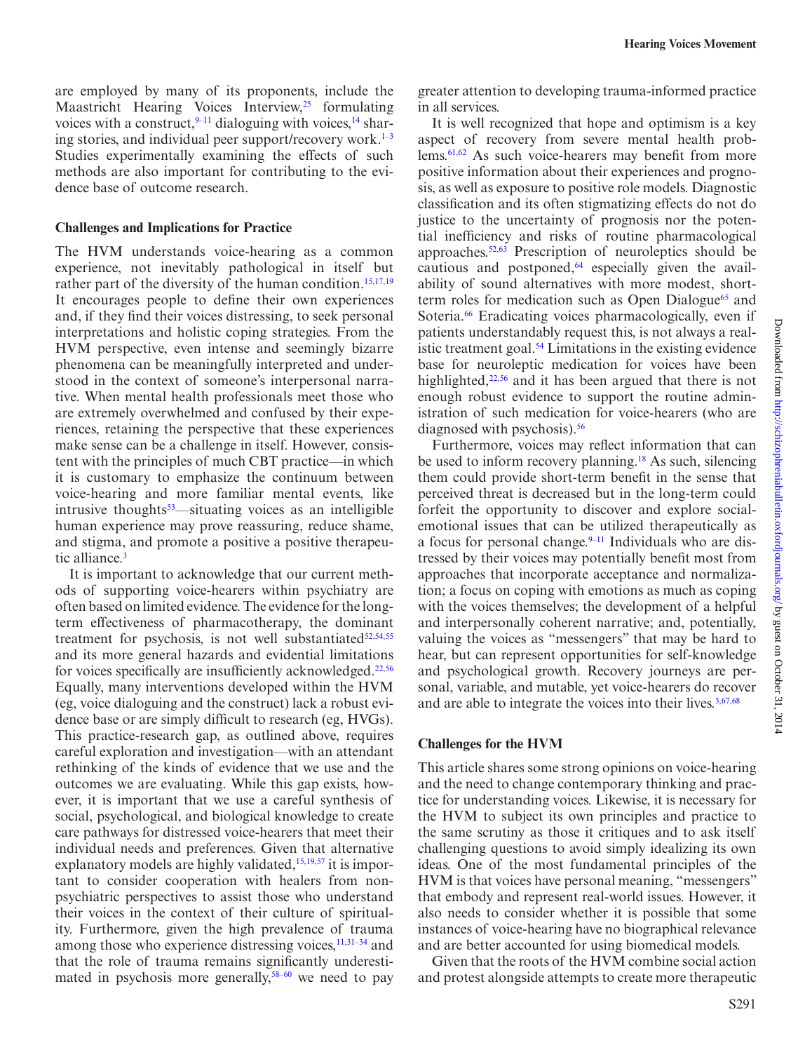are employed by many of its proponents, include the Maastricht Hearing Voices Interview,[25] formulating voices with a construct,[9–11] dialoguing with voices,[14] sharing stories, and individual peer support/recovery work.[1–3] Studies experimentally examining the effects of such methods are also important for contributing to the evidence base of outcome research.

### Challenges and Implications for Practice

The HVM understands voice-hearing as a common experience, not inevitably pathological in itself but rather part of the diversity of the human condition.[15,17,19] It encourages people to define their own experiences and, if they find their voices distressing, to seek personal interpretations and holistic coping strategies. From the HVM perspective, even intense and seemingly bizarre phenomena can be meaningfully interpreted and understood in the context of someone's interpersonal narrative. When mental health professionals meet those who are extremely overwhelmed and confused by their experiences, retaining the perspective that these experiences make sense can be a challenge in itself. However, consistent with the principles of much CBT practice—in which it is customary to emphasize the continuum between voice-hearing and more familiar mental events, like intrusive thoughts[53]—situating voices as an intelligible human experience may prove reassuring, reduce shame, and stigma, and promote a positive a positive therapeutic alliance.[3]

It is important to acknowledge that our current methods of supporting voice-hearers within psychiatry are often based on limited evidence. The evidence for the long-term effectiveness of pharmacotherapy, the dominant treatment for psychosis, is not well substantiated[52,54,55] and its more general hazards and evidential limitations for voices specifically are insufficiently acknowledged.[22,56] Equally, many interventions developed within the HVM (eg, voice dialoguing and the construct) lack a robust evidence base or are simply difficult to research (eg, HVGs). This practice-research gap, as outlined above, requires careful exploration and investigation—with an attendant rethinking of the kinds of evidence that we use and the outcomes we are evaluating. While this gap exists, however, it is important that we use a careful synthesis of social, psychological, and biological knowledge to create care pathways for distressed voice-hearers that meet their individual needs and preferences. Given that alternative explanatory models are highly validated,[15,19,57] it is important to consider cooperation with healers from non-psychiatric perspectives to assist those who understand their voices in the context of their culture of spirituality. Furthermore, given the high prevalence of trauma among those who experience distressing voices,[11,31–34] and that the role of trauma remains significantly underestimated in psychosis more generally,[58–60] we need to pay greater attention to developing trauma-informed practice in all services.

It is well recognized that hope and optimism is a key aspect of recovery from severe mental health problems.[61,62] As such voice-hearers may benefit from more positive information about their experiences and prognosis, as well as exposure to positive role models. Diagnostic classification and its often stigmatizing effects do not do justice to the uncertainty of prognosis nor the potential inefficiency and risks of routine pharmacological approaches.[52,63] Prescription of neuroleptics should be cautious and postponed,[64] especially given the availability of sound alternatives with more modest, short-term roles for medication such as Open Dialogue[65] and Soteria.[66] Eradicating voices pharmacologically, even if patients understandably request this, is not always a realistic treatment goal.[54] Limitations in the existing evidence base for neuroleptic medication for voices have been highlighted,[22,56] and it has been argued that there is not enough robust evidence to support the routine administration of such medication for voice-hearers (who are diagnosed with psychosis).[56]

Furthermore, voices may reflect information that can be used to inform recovery planning.[18] As such, silencing them could provide short-term benefit in the sense that perceived threat is decreased but in the long-term could forfeit the opportunity to discover and explore social-emotional issues that can be utilized therapeutically as a focus for personal change.[9–11] Individuals who are distressed by their voices may potentially benefit most from approaches that incorporate acceptance and normalization; a focus on coping with emotions as much as coping with the voices themselves; the development of a helpful and interpersonally coherent narrative; and, potentially, valuing the voices as "messengers" that may be hard to hear, but can represent opportunities for self-knowledge and psychological growth. Recovery journeys are personal, variable, and mutable, yet voice-hearers do recover and are able to integrate the voices into their lives.[3,67,68]

### Challenges for the HVM

This article shares some strong opinions on voice-hearing and the need to change contemporary thinking and practice for understanding voices. Likewise, it is necessary for the HVM to subject its own principles and practice to the same scrutiny as those it critiques and to ask itself challenging questions to avoid simply idealizing its own ideas. One of the most fundamental principles of the HVM is that voices have personal meaning, "messengers" that embody and represent real-world issues. However, it also needs to consider whether it is possible that some instances of voice-hearing have no biographical relevance and are better accounted for using biomedical models.

Given that the roots of the HVM combine social action and protest alongside attempts to create more therapeutic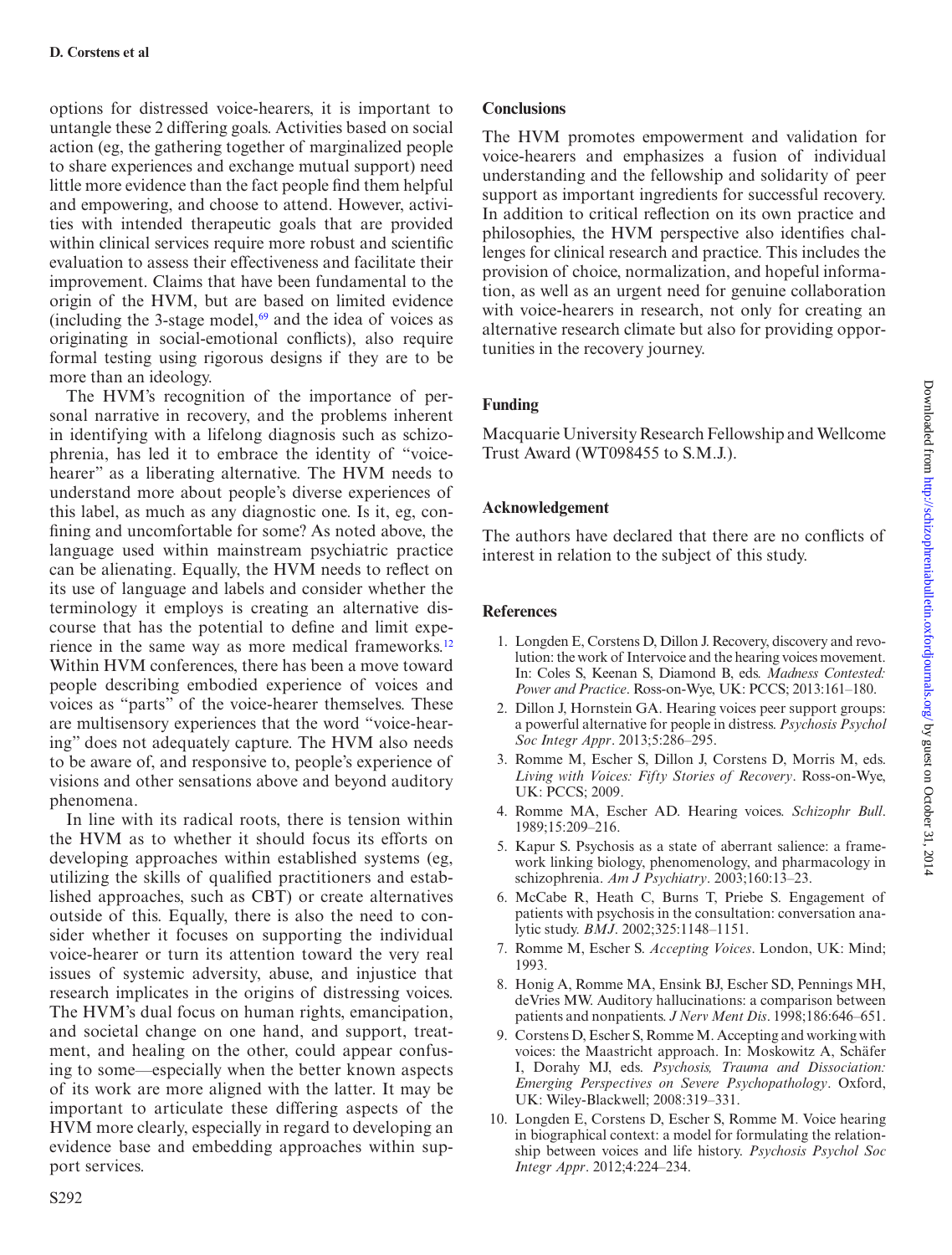options for distressed voice-hearers, it is important to untangle these 2 differing goals. Activities based on social action (eg, the gathering together of marginalized people to share experiences and exchange mutual support) need little more evidence than the fact people find them helpful and empowering, and choose to attend. However, activities with intended therapeutic goals that are provided within clinical services require more robust and scientific evaluation to assess their effectiveness and facilitate their improvement. Claims that have been fundamental to the origin of the HVM, but are based on limited evidence (including the 3-stage model,[69] and the idea of voices as originating in social-emotional conflicts), also require formal testing using rigorous designs if they are to be more than an ideology.

The HVM's recognition of the importance of personal narrative in recovery, and the problems inherent in identifying with a lifelong diagnosis such as schizophrenia, has led it to embrace the identity of "voice-hearer" as a liberating alternative. The HVM needs to understand more about people's diverse experiences of this label, as much as any diagnostic one. Is it, eg, confining and uncomfortable for some? As noted above, the language used within mainstream psychiatric practice can be alienating. Equally, the HVM needs to reflect on its use of language and labels and consider whether the terminology it employs is creating an alternative discourse that has the potential to define and limit experience in the same way as more medical frameworks.[12] Within HVM conferences, there has been a move toward people describing embodied experience of voices and voices as "parts" of the voice-hearer themselves. These are multisensory experiences that the word "voice-hearing" does not adequately capture. The HVM also needs to be aware of, and responsive to, people's experience of visions and other sensations above and beyond auditory phenomena.

In line with its radical roots, there is tension within the HVM as to whether it should focus its efforts on developing approaches within established systems (eg, utilizing the skills of qualified practitioners and established approaches, such as CBT) or create alternatives outside of this. Equally, there is also the need to consider whether it focuses on supporting the individual voice-hearer or turn its attention toward the very real issues of systemic adversity, abuse, and injustice that research implicates in the origins of distressing voices. The HVM's dual focus on human rights, emancipation, and societal change on one hand, and support, treatment, and healing on the other, could appear confusing to some—especially when the better known aspects of its work are more aligned with the latter. It may be important to articulate these differing aspects of the HVM more clearly, especially in regard to developing an evidence base and embedding approaches within support services.

## Conclusions

The HVM promotes empowerment and validation for voice-hearers and emphasizes a fusion of individual understanding and the fellowship and solidarity of peer support as important ingredients for successful recovery. In addition to critical reflection on its own practice and philosophies, the HVM perspective also identifies challenges for clinical research and practice. This includes the provision of choice, normalization, and hopeful information, as well as an urgent need for genuine collaboration with voice-hearers in research, not only for creating an alternative research climate but also for providing opportunities in the recovery journey.

## Funding

Macquarie University Research Fellowship and Wellcome Trust Award (WT098455 to S.M.J.).

## Acknowledgement

The authors have declared that there are no conflicts of interest in relation to the subject of this study.

## References

1. Longden E, Corstens D, Dillon J. Recovery, discovery and revolution: the work of Intervoice and the hearing voices movement. In: Coles S, Keenan S, Diamond B, eds. *Madness Contested: Power and Practice*. Ross-on-Wye, UK: PCCS; 2013:161–180.
2. Dillon J, Hornstein GA. Hearing voices peer support groups: a powerful alternative for people in distress. *Psychosis Psychol Soc Integr Appr*. 2013;5:286–295.
3. Romme M, Escher S, Dillon J, Corstens D, Morris M, eds. *Living with Voices: Fifty Stories of Recovery*. Ross-on-Wye, UK: PCCS; 2009.
4. Romme MA, Escher AD. Hearing voices. *Schizophr Bull*. 1989;15:209–216.
5. Kapur S. Psychosis as a state of aberrant salience: a framework linking biology, phenomenology, and pharmacology in schizophrenia. *Am J Psychiatry*. 2003;160:13–23.
6. McCabe R, Heath C, Burns T, Priebe S. Engagement of patients with psychosis in the consultation: conversation analytic study. *BMJ*. 2002;325:1148–1151.
7. Romme M, Escher S. *Accepting Voices*. London, UK: Mind; 1993.
8. Honig A, Romme MA, Ensink BJ, Escher SD, Pennings MH, deVries MW. Auditory hallucinations: a comparison between patients and nonpatients. *J Nerv Ment Dis*. 1998;186:646–651.
9. Corstens D, Escher S, Romme M. Accepting and working with voices: the Maastricht approach. In: Moskowitz A, Schäfer I, Dorahy MJ, eds. *Psychosis, Trauma and Dissociation: Emerging Perspectives on Severe Psychopathology*. Oxford, UK: Wiley-Blackwell; 2008:319–331.
10. Longden E, Corstens D, Escher S, Romme M. Voice hearing in biographical context: a model for formulating the relationship between voices and life history. *Psychosis Psychol Soc Integr Appr*. 2012;4:224–234.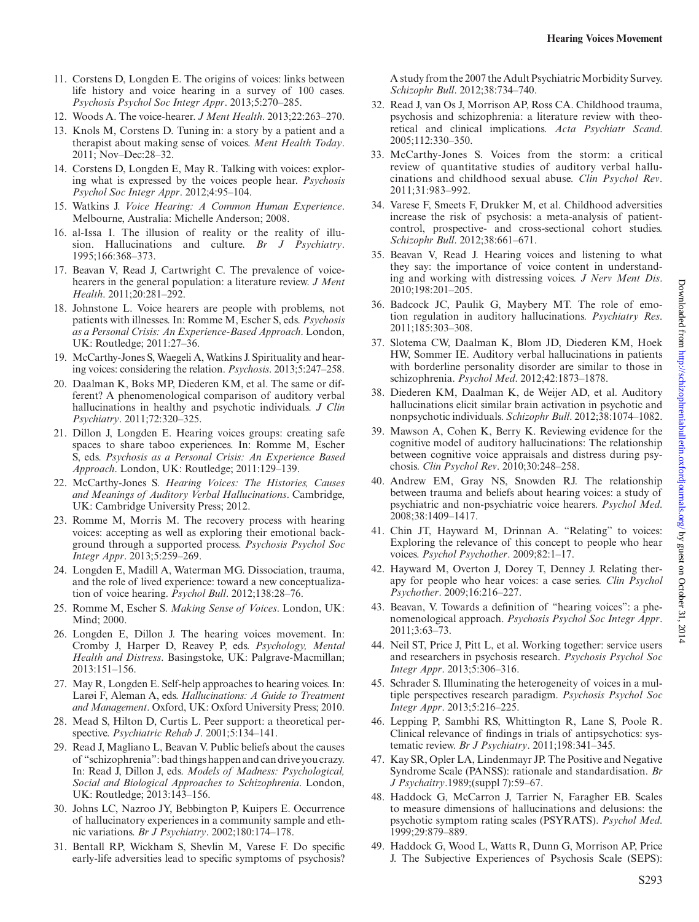11. Corstens D, Longden E. The origins of voices: links between life history and voice hearing in a survey of 100 cases. *Psychosis Psychol Soc Integr Appr*. 2013;5:270–285.
12. Woods A. The voice-hearer. *J Ment Health*. 2013;22:263–270.
13. Knols M, Corstens D. Tuning in: a story by a patient and a therapist about making sense of voices. *Ment Health Today*. 2011; Nov–Dec:28–32.
14. Corstens D, Longden E, May R. Talking with voices: exploring what is expressed by the voices people hear. *Psychosis Psychol Soc Integr Appr*. 2012;4:95–104.
15. Watkins J. *Voice Hearing: A Common Human Experience*. Melbourne, Australia: Michelle Anderson; 2008.
16. al-Issa I. The illusion of reality or the reality of illusion. Hallucinations and culture. *Br J Psychiatry*. 1995;166:368–373.
17. Beavan V, Read J, Cartwright C. The prevalence of voice-hearers in the general population: a literature review. *J Ment Health*. 2011;20:281–292.
18. Johnstone L. Voice hearers are people with problems, not patients with illnesses. In: Romme M, Escher S, eds. *Psychosis as a Personal Crisis: An Experience-Based Approach*. London, UK: Routledge; 2011:27–36.
19. McCarthy-Jones S, Waegeli A, Watkins J. Spirituality and hearing voices: considering the relation. *Psychosis*. 2013;5:247–258.
20. Daalman K, Boks MP, Diederen KM, et al. The same or different? A phenomenological comparison of auditory verbal hallucinations in healthy and psychotic individuals. *J Clin Psychiatry*. 2011;72:320–325.
21. Dillon J, Longden E. Hearing voices groups: creating safe spaces to share taboo experiences. In: Romme M, Escher S, eds. *Psychosis as a Personal Crisis: An Experience Based Approach*. London, UK: Routledge; 2011:129–139.
22. McCarthy-Jones S. *Hearing Voices: The Histories, Causes and Meanings of Auditory Verbal Hallucinations*. Cambridge, UK: Cambridge University Press; 2012.
23. Romme M, Morris M. The recovery process with hearing voices: accepting as well as exploring their emotional background through a supported process. *Psychosis Psychol Soc Integr Appr*. 2013;5:259–269.
24. Longden E, Madill A, Waterman MG. Dissociation, trauma, and the role of lived experience: toward a new conceptualization of voice hearing. *Psychol Bull*. 2012;138:28–76.
25. Romme M, Escher S. *Making Sense of Voices*. London, UK: Mind; 2000.
26. Longden E, Dillon J. The hearing voices movement. In: Cromby J, Harper D, Reavey P, eds. *Psychology, Mental Health and Distress*. Basingstoke, UK: Palgrave-Macmillan; 2013:151–156.
27. May R, Longden E. Self-help approaches to hearing voices. In: Larøi F, Aleman A, eds. *Hallucinations: A Guide to Treatment and Management*. Oxford, UK: Oxford University Press; 2010.
28. Mead S, Hilton D, Curtis L. Peer support: a theoretical perspective. *Psychiatric Rehab J*. 2001;5:134–141.
29. Read J, Magliano L, Beavan V. Public beliefs about the causes of "schizophrenia": bad things happen and can drive you crazy. In: Read J, Dillon J, eds. *Models of Madness: Psychological, Social and Biological Approaches to Schizophrenia*. London, UK: Routledge; 2013:143–156.
30. Johns LC, Nazroo JY, Bebbington P, Kuipers E. Occurrence of hallucinatory experiences in a community sample and ethnic variations. *Br J Psychiatry*. 2002;180:174–178.
31. Bentall RP, Wickham S, Shevlin M, Varese F. Do specific early-life adversities lead to specific symptoms of psychosis? A study from the 2007 the Adult Psychiatric Morbidity Survey. *Schizophr Bull*. 2012;38:734–740.
32. Read J, van Os J, Morrison AP, Ross CA. Childhood trauma, psychosis and schizophrenia: a literature review with theoretical and clinical implications. *Acta Psychiatr Scand*. 2005;112:330–350.
33. McCarthy-Jones S. Voices from the storm: a critical review of quantitative studies of auditory verbal hallucinations and childhood sexual abuse. *Clin Psychol Rev*. 2011;31:983–992.
34. Varese F, Smeets F, Drukker M, et al. Childhood adversities increase the risk of psychosis: a meta-analysis of patient-control, prospective- and cross-sectional cohort studies. *Schizophr Bull*. 2012;38:661–671.
35. Beavan V, Read J. Hearing voices and listening to what they say: the importance of voice content in understanding and working with distressing voices. *J Nerv Ment Dis*. 2010;198:201–205.
36. Badcock JC, Paulik G, Maybery MT. The role of emotion regulation in auditory hallucinations. *Psychiatry Res*. 2011;185:303–308.
37. Slotema CW, Daalman K, Blom JD, Diederen KM, Hoek HW, Sommer IE. Auditory verbal hallucinations in patients with borderline personality disorder are similar to those in schizophrenia. *Psychol Med*. 2012;42:1873–1878.
38. Diederen KM, Daalman K, de Weijer AD, et al. Auditory hallucinations elicit similar brain activation in psychotic and nonpsychotic individuals. *Schizophr Bull*. 2012;38:1074–1082.
39. Mawson A, Cohen K, Berry K. Reviewing evidence for the cognitive model of auditory hallucinations: The relationship between cognitive voice appraisals and distress during psychosis. *Clin Psychol Rev*. 2010;30:248–258.
40. Andrew EM, Gray NS, Snowden RJ. The relationship between trauma and beliefs about hearing voices: a study of psychiatric and non-psychiatric voice hearers. *Psychol Med*. 2008;38:1409–1417.
41. Chin JT, Hayward M, Drinnan A. "Relating" to voices: Exploring the relevance of this concept to people who hear voices. *Psychol Psychother*. 2009;82:1–17.
42. Hayward M, Overton J, Dorey T, Denney J. Relating therapy for people who hear voices: a case series. *Clin Psychol Psychother*. 2009;16:216–227.
43. Beavan, V. Towards a definition of "hearing voices": a phenomenological approach. *Psychosis Psychol Soc Integr Appr*. 2011;3:63–73.
44. Neil ST, Price J, Pitt L, et al. Working together: service users and researchers in psychosis research. *Psychosis Psychol Soc Integr Appr*. 2013;5:306–316.
45. Schrader S. Illuminating the heterogeneity of voices in a multiple perspectives research paradigm. *Psychosis Psychol Soc Integr Appr*. 2013;5:216–225.
46. Lepping P, Sambhi RS, Whittington R, Lane S, Poole R. Clinical relevance of findings in trials of antipsychotics: systematic review. *Br J Psychiatry*. 2011;198:341–345.
47. Kay SR, Opler LA, Lindenmayr JP. The Positive and Negative Syndrome Scale (PANSS): rationale and standardisation. *Br J Psychaitry*.1989;(suppl 7):59–67.
48. Haddock G, McCarron J, Tarrier N, Faragher EB. Scales to measure dimensions of hallucinations and delusions: the psychotic symptom rating scales (PSYRATS). *Psychol Med*. 1999;29:879–889.
49. Haddock G, Wood L, Watts R, Dunn G, Morrison AP, Price J. The Subjective Experiences of Psychosis Scale (SEPS):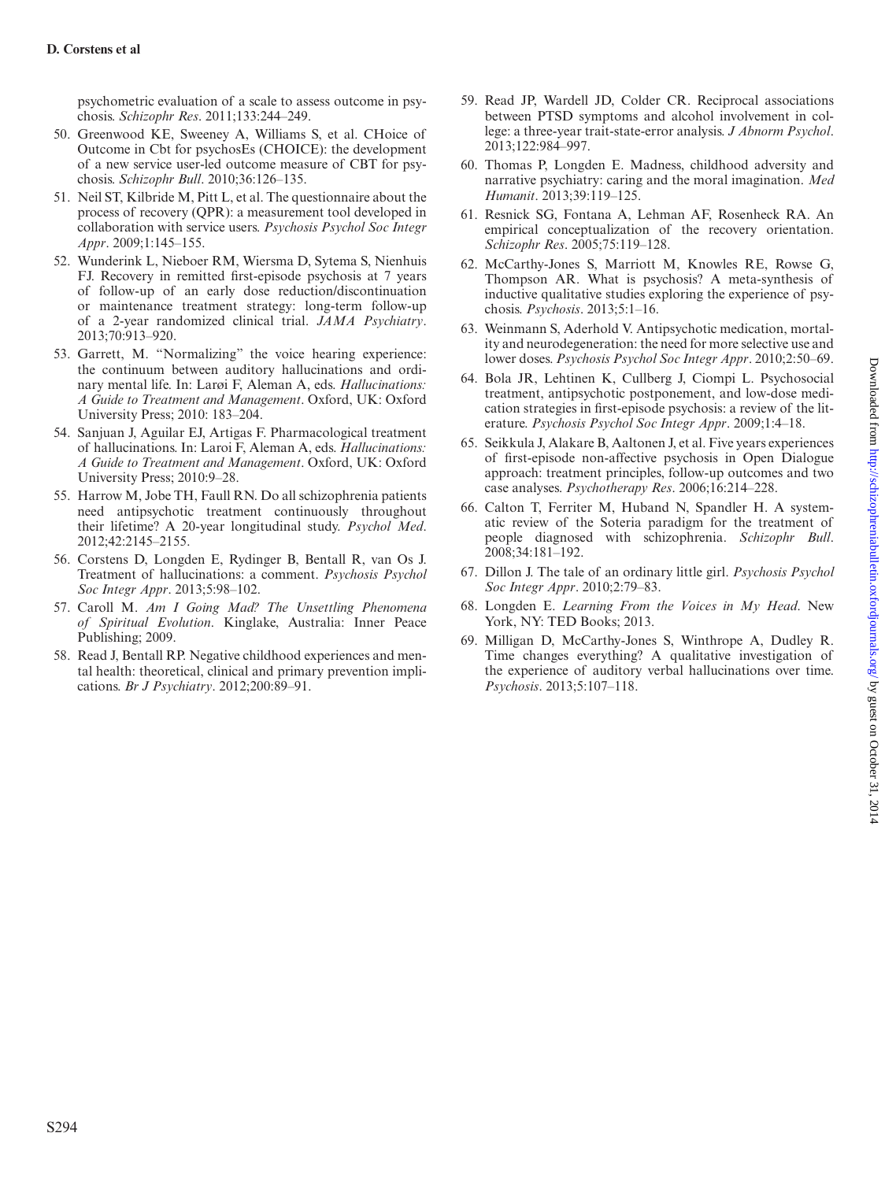psychometric evaluation of a scale to assess outcome in psychosis. *Schizophr Res*. 2011;133:244–249.

50. Greenwood KE, Sweeney A, Williams S, et al. CHoice of Outcome in Cbt for psychosEs (CHOICE): the development of a new service user-led outcome measure of CBT for psychosis. *Schizophr Bull*. 2010;36:126–135.
51. Neil ST, Kilbride M, Pitt L, et al. The questionnaire about the process of recovery (QPR): a measurement tool developed in collaboration with service users. *Psychosis Psychol Soc Integr Appr*. 2009;1:145–155.
52. Wunderink L, Nieboer RM, Wiersma D, Sytema S, Nienhuis FJ. Recovery in remitted first-episode psychosis at 7 years of follow-up of an early dose reduction/discontinuation or maintenance treatment strategy: long-term follow-up of a 2-year randomized clinical trial. *JAMA Psychiatry*. 2013;70:913–920.
53. Garrett, M. "Normalizing" the voice hearing experience: the continuum between auditory hallucinations and ordinary mental life. In: Larøi F, Aleman A, eds. *Hallucinations: A Guide to Treatment and Management*. Oxford, UK: Oxford University Press; 2010: 183–204.
54. Sanjuan J, Aguilar EJ, Artigas F. Pharmacological treatment of hallucinations. In: Laroi F, Aleman A, eds. *Hallucinations: A Guide to Treatment and Management*. Oxford, UK: Oxford University Press; 2010:9–28.
55. Harrow M, Jobe TH, Faull RN. Do all schizophrenia patients need antipsychotic treatment continuously throughout their lifetime? A 20-year longitudinal study. *Psychol Med*. 2012;42:2145–2155.
56. Corstens D, Longden E, Rydinger B, Bentall R, van Os J. Treatment of hallucinations: a comment. *Psychosis Psychol Soc Integr Appr*. 2013;5:98–102.
57. Caroll M. *Am I Going Mad? The Unsettling Phenomena of Spiritual Evolution*. Kinglake, Australia: Inner Peace Publishing; 2009.
58. Read J, Bentall RP. Negative childhood experiences and mental health: theoretical, clinical and primary prevention implications. *Br J Psychiatry*. 2012;200:89–91.
59. Read JP, Wardell JD, Colder CR. Reciprocal associations between PTSD symptoms and alcohol involvement in college: a three-year trait-state-error analysis. *J Abnorm Psychol*. 2013;122:984–997.
60. Thomas P, Longden E. Madness, childhood adversity and narrative psychiatry: caring and the moral imagination. *Med Humanit*. 2013;39:119–125.
61. Resnick SG, Fontana A, Lehman AF, Rosenheck RA. An empirical conceptualization of the recovery orientation. *Schizophr Res*. 2005;75:119–128.
62. McCarthy-Jones S, Marriott M, Knowles RE, Rowse G, Thompson AR. What is psychosis? A meta-synthesis of inductive qualitative studies exploring the experience of psychosis. *Psychosis*. 2013;5:1–16.
63. Weinmann S, Aderhold V. Antipsychotic medication, mortality and neurodegeneration: the need for more selective use and lower doses. *Psychosis Psychol Soc Integr Appr*. 2010;2:50–69.
64. Bola JR, Lehtinen K, Cullberg J, Ciompi L. Psychosocial treatment, antipsychotic postponement, and low-dose medication strategies in first-episode psychosis: a review of the literature. *Psychosis Psychol Soc Integr Appr*. 2009;1:4–18.
65. Seikkula J, Alakare B, Aaltonen J, et al. Five years experiences of first-episode non-affective psychosis in Open Dialogue approach: treatment principles, follow-up outcomes and two case analyses. *Psychotherapy Res*. 2006;16:214–228.
66. Calton T, Ferriter M, Huband N, Spandler H. A systematic review of the Soteria paradigm for the treatment of people diagnosed with schizophrenia. *Schizophr Bull*. 2008;34:181–192.
67. Dillon J. The tale of an ordinary little girl. *Psychosis Psychol Soc Integr Appr*. 2010;2:79–83.
68. Longden E. *Learning From the Voices in My Head*. New York, NY: TED Books; 2013.
69. Milligan D, McCarthy-Jones S, Winthrope A, Dudley R. Time changes everything? A qualitative investigation of the experience of auditory verbal hallucinations over time. *Psychosis*. 2013;5:107–118.